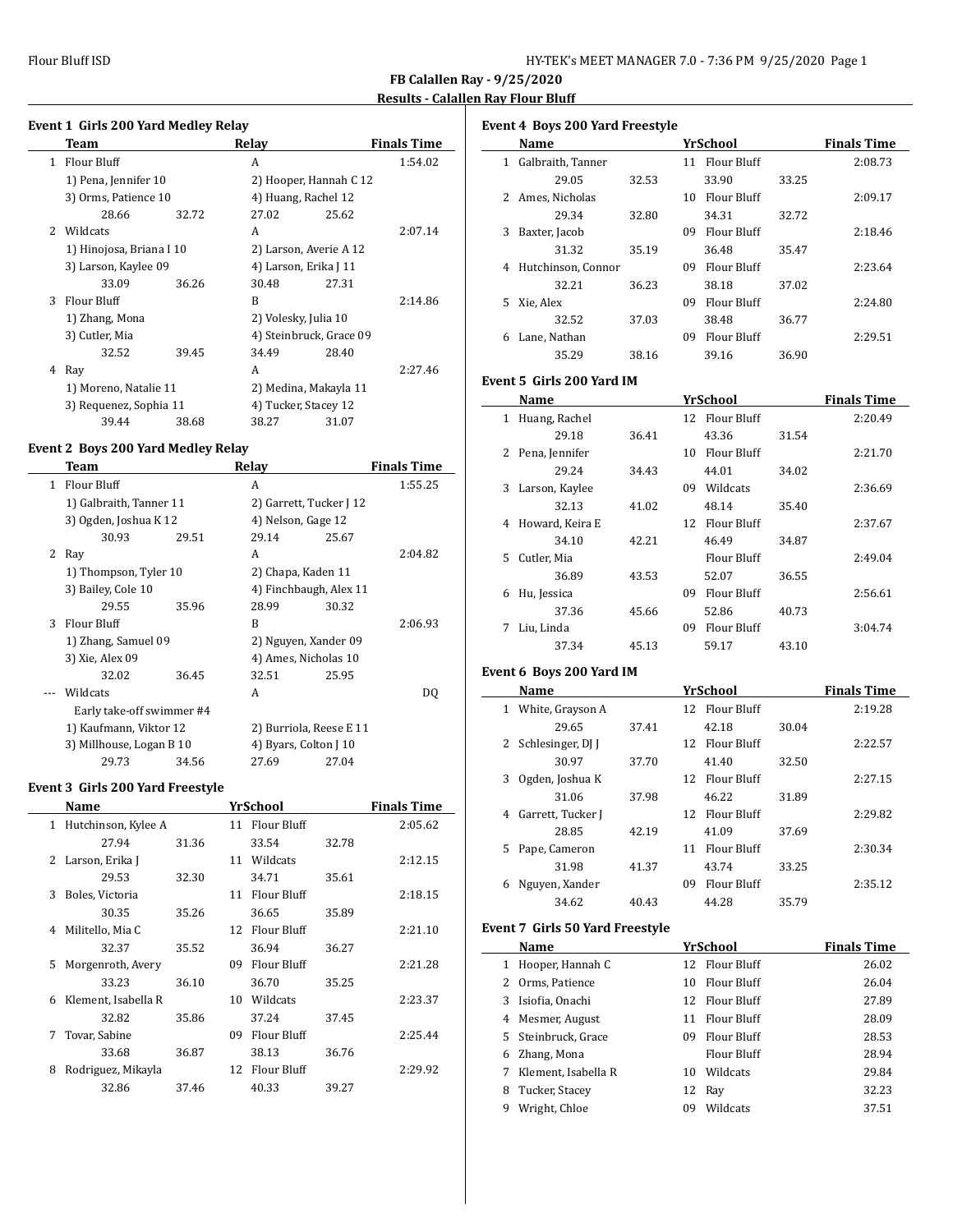**FB Calallen Ray - 9/25/2020**

**Results - Calallen Ray Flour Bluff**

### Event 1 Girls 200 Yard Medley Relay

| | Team | | Relay | | Finals Time |
|---|---|---|---|---|---|
| 1 | Flour Bluff | | A | | 1:54.02 |
| | 1) Pena, Jennifer 10 | | 2) Hooper, Hannah C 12 | | |
| | 3) Orms, Patience 10 | | 4) Huang, Rachel 12 | | |
| | 28.66 | 32.72 | 27.02 | 25.62 | |
| 2 | Wildcats | | A | | 2:07.14 |
| | 1) Hinojosa, Briana I 10 | | 2) Larson, Averie A 12 | | |
| | 3) Larson, Kaylee 09 | | 4) Larson, Erika J 11 | | |
| | 33.09 | 36.26 | 30.48 | 27.31 | |
| 3 | Flour Bluff | | B | | 2:14.86 |
| | 1) Zhang, Mona | | 2) Volesky, Julia 10 | | |
| | 3) Cutler, Mia | | 4) Steinbruck, Grace 09 | | |
| | 32.52 | 39.45 | 34.49 | 28.40 | |
| 4 | Ray | | A | | 2:27.46 |
| | 1) Moreno, Natalie 11 | | 2) Medina, Makayla 11 | | |
| | 3) Requenez, Sophia 11 | | 4) Tucker, Stacey 12 | | |
| | 39.44 | 38.68 | 38.27 | 31.07 | |

### Event 2 Boys 200 Yard Medley Relay

| | Team | | Relay | | Finals Time |
|---|---|---|---|---|---|
| 1 | Flour Bluff | | A | | 1:55.25 |
| | 1) Galbraith, Tanner 11 | | 2) Garrett, Tucker J 12 | | |
| | 3) Ogden, Joshua K 12 | | 4) Nelson, Gage 12 | | |
| | 30.93 | 29.51 | 29.14 | 25.67 | |
| 2 | Ray | | A | | 2:04.82 |
| | 1) Thompson, Tyler 10 | | 2) Chapa, Kaden 11 | | |
| | 3) Bailey, Cole 10 | | 4) Finchbaugh, Alex 11 | | |
| | 29.55 | 35.96 | 28.99 | 30.32 | |
| 3 | Flour Bluff | | B | | 2:06.93 |
| | 1) Zhang, Samuel 09 | | 2) Nguyen, Xander 09 | | |
| | 3) Xie, Alex 09 | | 4) Ames, Nicholas 10 | | |
| | 32.02 | 36.45 | 32.51 | 25.95 | |
| --- | Wildcats | | A | | DQ |
| | Early take-off swimmer #4 | | | | |
| | 1) Kaufmann, Viktor 12 | | 2) Burriola, Reese E 11 | | |
| | 3) Millhouse, Logan B 10 | | 4) Byars, Colton J 10 | | |
| | 29.73 | 34.56 | 27.69 | 27.04 | |

### Event 3 Girls 200 Yard Freestyle

| | Name | | Yr | School | | Finals Time |
|---|---|---|---|---|---|---|
| 1 | Hutchinson, Kylee A | | 11 | Flour Bluff | | 2:05.62 |
| | 27.94 | 31.36 | | 33.54 | 32.78 | |
| 2 | Larson, Erika J | | 11 | Wildcats | | 2:12.15 |
| | 29.53 | 32.30 | | 34.71 | 35.61 | |
| 3 | Boles, Victoria | | 11 | Flour Bluff | | 2:18.15 |
| | 30.35 | 35.26 | | 36.65 | 35.89 | |
| 4 | Militello, Mia C | | 12 | Flour Bluff | | 2:21.10 |
| | 32.37 | 35.52 | | 36.94 | 36.27 | |
| 5 | Morgenroth, Avery | | 09 | Flour Bluff | | 2:21.28 |
| | 33.23 | 36.10 | | 36.70 | 35.25 | |
| 6 | Klement, Isabella R | | 10 | Wildcats | | 2:23.37 |
| | 32.82 | 35.86 | | 37.24 | 37.45 | |
| 7 | Tovar, Sabine | | 09 | Flour Bluff | | 2:25.44 |
| | 33.68 | 36.87 | | 38.13 | 36.76 | |
| 8 | Rodriguez, Mikayla | | 12 | Flour Bluff | | 2:29.92 |
| | 32.86 | 37.46 | | 40.33 | 39.27 | |

### Event 4 Boys 200 Yard Freestyle

| | Name | | Yr | School | | Finals Time |
|---|---|---|---|---|---|---|
| 1 | Galbraith, Tanner | | 11 | Flour Bluff | | 2:08.73 |
| | 29.05 | 32.53 | | 33.90 | 33.25 | |
| 2 | Ames, Nicholas | | 10 | Flour Bluff | | 2:09.17 |
| | 29.34 | 32.80 | | 34.31 | 32.72 | |
| 3 | Baxter, Jacob | | 09 | Flour Bluff | | 2:18.46 |
| | 31.32 | 35.19 | | 36.48 | 35.47 | |
| 4 | Hutchinson, Connor | | 09 | Flour Bluff | | 2:23.64 |
| | 32.21 | 36.23 | | 38.18 | 37.02 | |
| 5 | Xie, Alex | | 09 | Flour Bluff | | 2:24.80 |
| | 32.52 | 37.03 | | 38.48 | 36.77 | |
| 6 | Lane, Nathan | | 09 | Flour Bluff | | 2:29.51 |
| | 35.29 | 38.16 | | 39.16 | 36.90 | |

### Event 5 Girls 200 Yard IM

| | Name | | Yr | School | | Finals Time |
|---|---|---|---|---|---|---|
| 1 | Huang, Rachel | | 12 | Flour Bluff | | 2:20.49 |
| | 29.18 | 36.41 | | 43.36 | 31.54 | |
| 2 | Pena, Jennifer | | 10 | Flour Bluff | | 2:21.70 |
| | 29.24 | 34.43 | | 44.01 | 34.02 | |
| 3 | Larson, Kaylee | | 09 | Wildcats | | 2:36.69 |
| | 32.13 | 41.02 | | 48.14 | 35.40 | |
| 4 | Howard, Keira E | | 12 | Flour Bluff | | 2:37.67 |
| | 34.10 | 42.21 | | 46.49 | 34.87 | |
| 5 | Cutler, Mia | | | Flour Bluff | | 2:49.04 |
| | 36.89 | 43.53 | | 52.07 | 36.55 | |
| 6 | Hu, Jessica | | 09 | Flour Bluff | | 2:56.61 |
| | 37.36 | 45.66 | | 52.86 | 40.73 | |
| 7 | Liu, Linda | | 09 | Flour Bluff | | 3:04.74 |
| | 37.34 | 45.13 | | 59.17 | 43.10 | |

### Event 6 Boys 200 Yard IM

| | Name | | Yr | School | | Finals Time |
|---|---|---|---|---|---|---|
| 1 | White, Grayson A | | 12 | Flour Bluff | | 2:19.28 |
| | 29.65 | 37.41 | | 42.18 | 30.04 | |
| 2 | Schlesinger, DJ J | | 12 | Flour Bluff | | 2:22.57 |
| | 30.97 | 37.70 | | 41.40 | 32.50 | |
| 3 | Ogden, Joshua K | | 12 | Flour Bluff | | 2:27.15 |
| | 31.06 | 37.98 | | 46.22 | 31.89 | |
| 4 | Garrett, Tucker J | | 12 | Flour Bluff | | 2:29.82 |
| | 28.85 | 42.19 | | 41.09 | 37.69 | |
| 5 | Pape, Cameron | | 11 | Flour Bluff | | 2:30.34 |
| | 31.98 | 41.37 | | 43.74 | 33.25 | |
| 6 | Nguyen, Xander | | 09 | Flour Bluff | | 2:35.12 |
| | 34.62 | 40.43 | | 44.28 | 35.79 | |

### Event 7 Girls 50 Yard Freestyle

| | Name | Yr | School | Finals Time |
|---|---|---|---|---|
| 1 | Hooper, Hannah C | 12 | Flour Bluff | 26.02 |
| 2 | Orms, Patience | 10 | Flour Bluff | 26.04 |
| 3 | Isiofia, Onachi | 12 | Flour Bluff | 27.89 |
| 4 | Mesmer, August | 11 | Flour Bluff | 28.09 |
| 5 | Steinbruck, Grace | 09 | Flour Bluff | 28.53 |
| 6 | Zhang, Mona | | Flour Bluff | 28.94 |
| 7 | Klement, Isabella R | 10 | Wildcats | 29.84 |
| 8 | Tucker, Stacey | 12 | Ray | 32.23 |
| 9 | Wright, Chloe | 09 | Wildcats | 37.51 |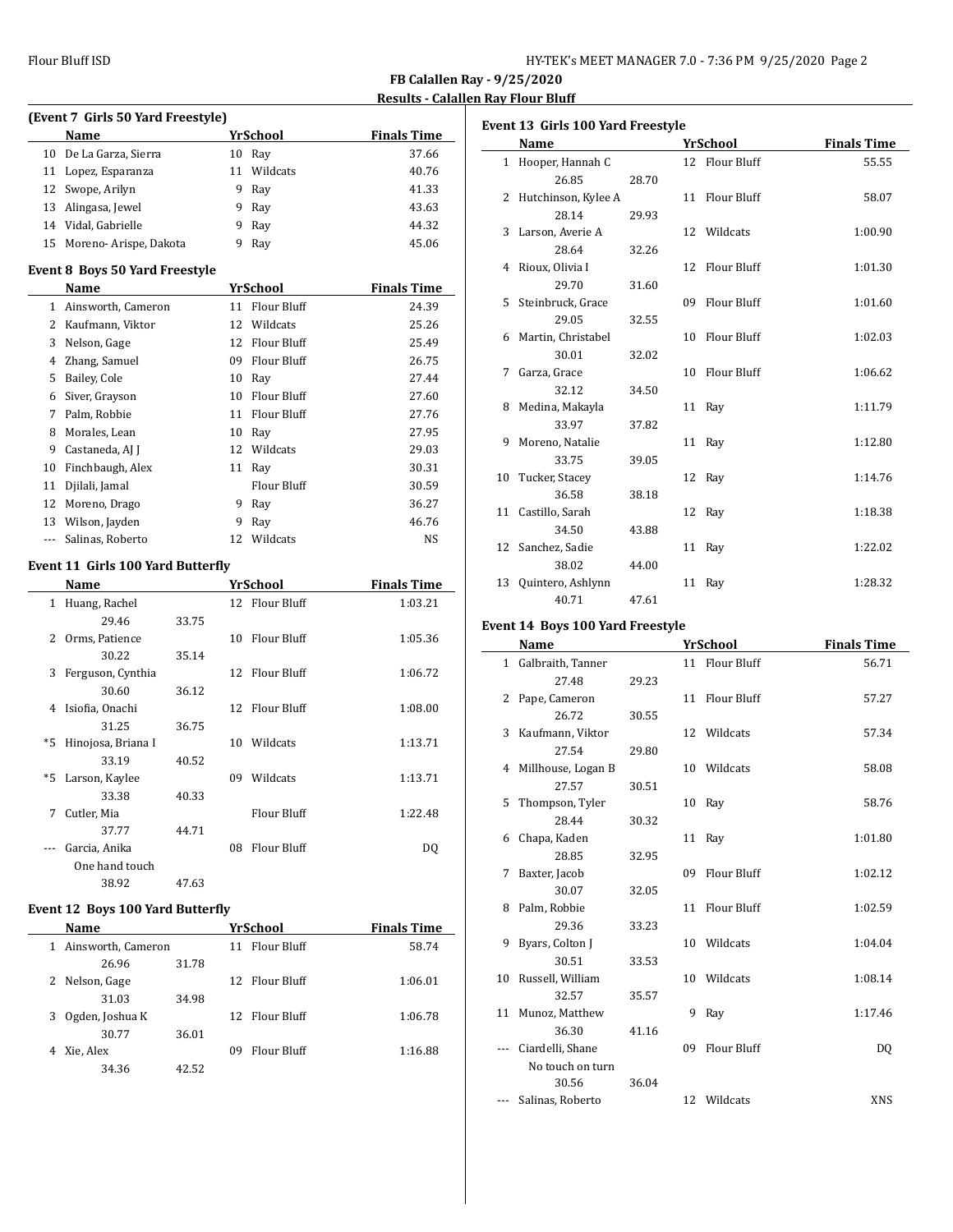**FB Calallen Ray - 9/25/2020**

**Results - Calallen Ray Flour Bluff**

### (Event 7 Girls 50 Yard Freestyle)

| | Name | Yr | School | Finals Time |
|---|---|---|---|---|
| 10 | De La Garza, Sierra | 10 | Ray | 37.66 |
| 11 | Lopez, Esparanza | 11 | Wildcats | 40.76 |
| 12 | Swope, Arilyn | 9 | Ray | 41.33 |
| 13 | Alingasa, Jewel | 9 | Ray | 43.63 |
| 14 | Vidal, Gabrielle | 9 | Ray | 44.32 |
| 15 | Moreno- Arispe, Dakota | 9 | Ray | 45.06 |

### Event 8 Boys 50 Yard Freestyle

| | Name | Yr | School | Finals Time |
|---|---|---|---|---|
| 1 | Ainsworth, Cameron | 11 | Flour Bluff | 24.39 |
| 2 | Kaufmann, Viktor | 12 | Wildcats | 25.26 |
| 3 | Nelson, Gage | 12 | Flour Bluff | 25.49 |
| 4 | Zhang, Samuel | 09 | Flour Bluff | 26.75 |
| 5 | Bailey, Cole | 10 | Ray | 27.44 |
| 6 | Siver, Grayson | 10 | Flour Bluff | 27.60 |
| 7 | Palm, Robbie | 11 | Flour Bluff | 27.76 |
| 8 | Morales, Lean | 10 | Ray | 27.95 |
| 9 | Castaneda, AJ J | 12 | Wildcats | 29.03 |
| 10 | Finchbaugh, Alex | 11 | Ray | 30.31 |
| 11 | Djilali, Jamal | | Flour Bluff | 30.59 |
| 12 | Moreno, Drago | 9 | Ray | 36.27 |
| 13 | Wilson, Jayden | 9 | Ray | 46.76 |
| --- | Salinas, Roberto | 12 | Wildcats | NS |

### Event 11 Girls 100 Yard Butterfly

| | Name | | Yr | School | Finals Time |
|---|---|---|---|---|---|
| 1 | Huang, Rachel | | 12 | Flour Bluff | 1:03.21 |
| | 29.46 | 33.75 | | | |
| 2 | Orms, Patience | | 10 | Flour Bluff | 1:05.36 |
| | 30.22 | 35.14 | | | |
| 3 | Ferguson, Cynthia | | 12 | Flour Bluff | 1:06.72 |
| | 30.60 | 36.12 | | | |
| 4 | Isiofia, Onachi | | 12 | Flour Bluff | 1:08.00 |
| | 31.25 | 36.75 | | | |
| *5 | Hinojosa, Briana I | | 10 | Wildcats | 1:13.71 |
| | 33.19 | 40.52 | | | |
| *5 | Larson, Kaylee | | 09 | Wildcats | 1:13.71 |
| | 33.38 | 40.33 | | | |
| 7 | Cutler, Mia | | | Flour Bluff | 1:22.48 |
| | 37.77 | 44.71 | | | |
| --- | Garcia, Anika | | 08 | Flour Bluff | DQ |
| | One hand touch | | | | |
| | 38.92 | 47.63 | | | |

### Event 12 Boys 100 Yard Butterfly

| | Name | | Yr | School | Finals Time |
|---|---|---|---|---|---|
| 1 | Ainsworth, Cameron | | 11 | Flour Bluff | 58.74 |
| | 26.96 | 31.78 | | | |
| 2 | Nelson, Gage | | 12 | Flour Bluff | 1:06.01 |
| | 31.03 | 34.98 | | | |
| 3 | Ogden, Joshua K | | 12 | Flour Bluff | 1:06.78 |
| | 30.77 | 36.01 | | | |
| 4 | Xie, Alex | | 09 | Flour Bluff | 1:16.88 |
| | 34.36 | 42.52 | | | |

### Event 13 Girls 100 Yard Freestyle

| | Name | | Yr | School | Finals Time |
|---|---|---|---|---|---|
| 1 | Hooper, Hannah C | | 12 | Flour Bluff | 55.55 |
| | 26.85 | 28.70 | | | |
| 2 | Hutchinson, Kylee A | | 11 | Flour Bluff | 58.07 |
| | 28.14 | 29.93 | | | |
| 3 | Larson, Averie A | | 12 | Wildcats | 1:00.90 |
| | 28.64 | 32.26 | | | |
| 4 | Rioux, Olivia I | | 12 | Flour Bluff | 1:01.30 |
| | 29.70 | 31.60 | | | |
| 5 | Steinbruck, Grace | | 09 | Flour Bluff | 1:01.60 |
| | 29.05 | 32.55 | | | |
| 6 | Martin, Christabel | | 10 | Flour Bluff | 1:02.03 |
| | 30.01 | 32.02 | | | |
| 7 | Garza, Grace | | 10 | Flour Bluff | 1:06.62 |
| | 32.12 | 34.50 | | | |
| 8 | Medina, Makayla | | 11 | Ray | 1:11.79 |
| | 33.97 | 37.82 | | | |
| 9 | Moreno, Natalie | | 11 | Ray | 1:12.80 |
| | 33.75 | 39.05 | | | |
| 10 | Tucker, Stacey | | 12 | Ray | 1:14.76 |
| | 36.58 | 38.18 | | | |
| 11 | Castillo, Sarah | | 12 | Ray | 1:18.38 |
| | 34.50 | 43.88 | | | |
| 12 | Sanchez, Sadie | | 11 | Ray | 1:22.02 |
| | 38.02 | 44.00 | | | |
| 13 | Quintero, Ashlynn | | 11 | Ray | 1:28.32 |
| | 40.71 | 47.61 | | | |

### Event 14 Boys 100 Yard Freestyle

| | Name | | Yr | School | Finals Time |
|---|---|---|---|---|---|
| 1 | Galbraith, Tanner | | 11 | Flour Bluff | 56.71 |
| | 27.48 | 29.23 | | | |
| 2 | Pape, Cameron | | 11 | Flour Bluff | 57.27 |
| | 26.72 | 30.55 | | | |
| 3 | Kaufmann, Viktor | | 12 | Wildcats | 57.34 |
| | 27.54 | 29.80 | | | |
| 4 | Millhouse, Logan B | | 10 | Wildcats | 58.08 |
| | 27.57 | 30.51 | | | |
| 5 | Thompson, Tyler | | 10 | Ray | 58.76 |
| | 28.44 | 30.32 | | | |
| 6 | Chapa, Kaden | | 11 | Ray | 1:01.80 |
| | 28.85 | 32.95 | | | |
| 7 | Baxter, Jacob | | 09 | Flour Bluff | 1:02.12 |
| | 30.07 | 32.05 | | | |
| 8 | Palm, Robbie | | 11 | Flour Bluff | 1:02.59 |
| | 29.36 | 33.23 | | | |
| 9 | Byars, Colton J | | 10 | Wildcats | 1:04.04 |
| | 30.51 | 33.53 | | | |
| 10 | Russell, William | | 10 | Wildcats | 1:08.14 |
| | 32.57 | 35.57 | | | |
| 11 | Munoz, Matthew | | 9 | Ray | 1:17.46 |
| | 36.30 | 41.16 | | | |
| --- | Ciardelli, Shane | | 09 | Flour Bluff | DQ |
| | No touch on turn | | | | |
| | 30.56 | 36.04 | | | |
| --- | Salinas, Roberto | | 12 | Wildcats | XNS |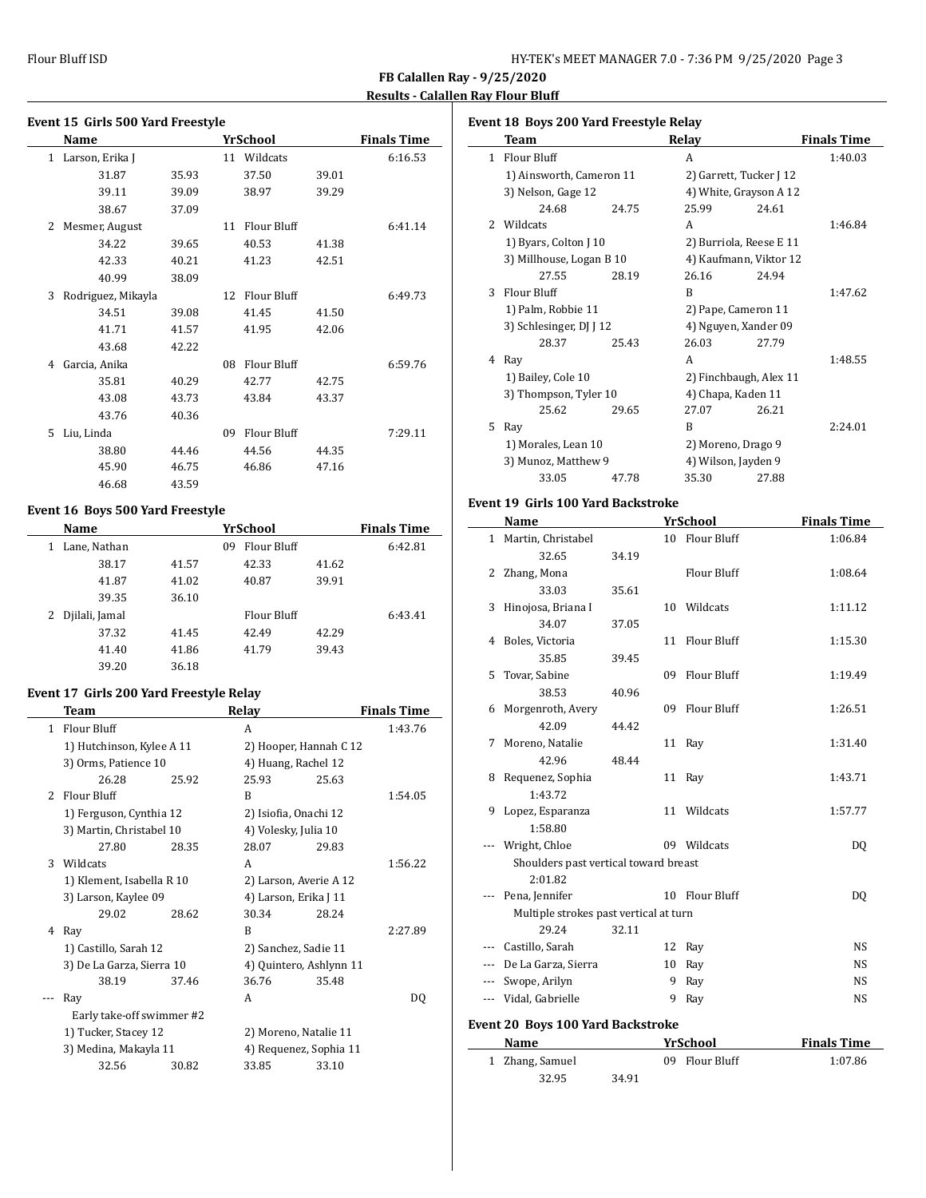**FB Calallen Ray - 9/25/2020**

**Results - Calallen Ray Flour Bluff**

### Event 15 Girls 500 Yard Freestyle

| | Name | | Yr | School | | Finals Time |
|---|---|---|---|---|---|---|
| 1 | Larson, Erika J | | 11 | Wildcats | | 6:16.53 |
| | 31.87 | 35.93 | | 37.50 | 39.01 | |
| | 39.11 | 39.09 | | 38.97 | 39.29 | |
| | 38.67 | 37.09 | | | | |
| 2 | Mesmer, August | | 11 | Flour Bluff | | 6:41.14 |
| | 34.22 | 39.65 | | 40.53 | 41.38 | |
| | 42.33 | 40.21 | | 41.23 | 42.51 | |
| | 40.99 | 38.09 | | | | |
| 3 | Rodriguez, Mikayla | | 12 | Flour Bluff | | 6:49.73 |
| | 34.51 | 39.08 | | 41.45 | 41.50 | |
| | 41.71 | 41.57 | | 41.95 | 42.06 | |
| | 43.68 | 42.22 | | | | |
| 4 | Garcia, Anika | | 08 | Flour Bluff | | 6:59.76 |
| | 35.81 | 40.29 | | 42.77 | 42.75 | |
| | 43.08 | 43.73 | | 43.84 | 43.37 | |
| | 43.76 | 40.36 | | | | |
| 5 | Liu, Linda | | 09 | Flour Bluff | | 7:29.11 |
| | 38.80 | 44.46 | | 44.56 | 44.35 | |
| | 45.90 | 46.75 | | 46.86 | 47.16 | |
| | 46.68 | 43.59 | | | | |

### Event 16 Boys 500 Yard Freestyle

| | Name | | Yr | School | | Finals Time |
|---|---|---|---|---|---|---|
| 1 | Lane, Nathan | | 09 | Flour Bluff | | 6:42.81 |
| | 38.17 | 41.57 | | 42.33 | 41.62 | |
| | 41.87 | 41.02 | | 40.87 | 39.91 | |
| | 39.35 | 36.10 | | | | |
| 2 | Djilali, Jamal | | | Flour Bluff | | 6:43.41 |
| | 37.32 | 41.45 | | 42.49 | 42.29 | |
| | 41.40 | 41.86 | | 41.79 | 39.43 | |
| | 39.20 | 36.18 | | | | |

### Event 17 Girls 200 Yard Freestyle Relay

| | Team | | Relay | | Finals Time |
|---|---|---|---|---|---|
| 1 | Flour Bluff | | A | | 1:43.76 |
| | 1) Hutchinson, Kylee A 11 | | 2) Hooper, Hannah C 12 | | |
| | 3) Orms, Patience 10 | | 4) Huang, Rachel 12 | | |
| | 26.28 | 25.92 | 25.93 | 25.63 | |
| 2 | Flour Bluff | | B | | 1:54.05 |
| | 1) Ferguson, Cynthia 12 | | 2) Isiofia, Onachi 12 | | |
| | 3) Martin, Christabel 10 | | 4) Volesky, Julia 10 | | |
| | 27.80 | 28.35 | 28.07 | 29.83 | |
| 3 | Wildcats | | A | | 1:56.22 |
| | 1) Klement, Isabella R 10 | | 2) Larson, Averie A 12 | | |
| | 3) Larson, Kaylee 09 | | 4) Larson, Erika J 11 | | |
| | 29.02 | 28.62 | 30.34 | 28.24 | |
| 4 | Ray | | B | | 2:27.89 |
| | 1) Castillo, Sarah 12 | | 2) Sanchez, Sadie 11 | | |
| | 3) De La Garza, Sierra 10 | | 4) Quintero, Ashlynn 11 | | |
| | 38.19 | 37.46 | 36.76 | 35.48 | |
| --- | Ray | | A | | DQ |
| | Early take-off swimmer #2 | | | | |
| | 1) Tucker, Stacey 12 | | 2) Moreno, Natalie 11 | | |
| | 3) Medina, Makayla 11 | | 4) Requenez, Sophia 11 | | |
| | 32.56 | 30.82 | 33.85 | 33.10 | |

### Event 18 Boys 200 Yard Freestyle Relay

| | Team | | Relay | | Finals Time |
|---|---|---|---|---|---|
| 1 | Flour Bluff | | A | | 1:40.03 |
| | 1) Ainsworth, Cameron 11 | | 2) Garrett, Tucker J 12 | | |
| | 3) Nelson, Gage 12 | | 4) White, Grayson A 12 | | |
| | 24.68 | 24.75 | 25.99 | 24.61 | |
| 2 | Wildcats | | A | | 1:46.84 |
| | 1) Byars, Colton J 10 | | 2) Burriola, Reese E 11 | | |
| | 3) Millhouse, Logan B 10 | | 4) Kaufmann, Viktor 12 | | |
| | 27.55 | 28.19 | 26.16 | 24.94 | |
| 3 | Flour Bluff | | B | | 1:47.62 |
| | 1) Palm, Robbie 11 | | 2) Pape, Cameron 11 | | |
| | 3) Schlesinger, DJ J 12 | | 4) Nguyen, Xander 09 | | |
| | 28.37 | 25.43 | 26.03 | 27.79 | |
| 4 | Ray | | A | | 1:48.55 |
| | 1) Bailey, Cole 10 | | 2) Finchbaugh, Alex 11 | | |
| | 3) Thompson, Tyler 10 | | 4) Chapa, Kaden 11 | | |
| | 25.62 | 29.65 | 27.07 | 26.21 | |
| 5 | Ray | | B | | 2:24.01 |
| | 1) Morales, Lean 10 | | 2) Moreno, Drago 9 | | |
| | 3) Munoz, Matthew 9 | | 4) Wilson, Jayden 9 | | |
| | 33.05 | 47.78 | 35.30 | 27.88 | |

### Event 19 Girls 100 Yard Backstroke

| | Name | | Yr | School | Finals Time |
|---|---|---|---|---|---|
| 1 | Martin, Christabel | | 10 | Flour Bluff | 1:06.84 |
| | 32.65 | 34.19 | | | |
| 2 | Zhang, Mona | | | Flour Bluff | 1:08.64 |
| | 33.03 | 35.61 | | | |
| 3 | Hinojosa, Briana I | | 10 | Wildcats | 1:11.12 |
| | 34.07 | 37.05 | | | |
| 4 | Boles, Victoria | | 11 | Flour Bluff | 1:15.30 |
| | 35.85 | 39.45 | | | |
| 5 | Tovar, Sabine | | 09 | Flour Bluff | 1:19.49 |
| | 38.53 | 40.96 | | | |
| 6 | Morgenroth, Avery | | 09 | Flour Bluff | 1:26.51 |
| | 42.09 | 44.42 | | | |
| 7 | Moreno, Natalie | | 11 | Ray | 1:31.40 |
| | 42.96 | 48.44 | | | |
| 8 | Requenez, Sophia | | 11 | Ray | 1:43.71 |
| | 1:43.72 | | | | |
| 9 | Lopez, Esparanza | | 11 | Wildcats | 1:57.77 |
| | 1:58.80 | | | | |
| --- | Wright, Chloe | | 09 | Wildcats | DQ |
| | Shoulders past vertical toward breast | | | | |
| | 2:01.82 | | | | |
| --- | Pena, Jennifer | | 10 | Flour Bluff | DQ |
| | Multiple strokes past vertical at turn | | | | |
| | 29.24 | 32.11 | | | |
| --- | Castillo, Sarah | | 12 | Ray | NS |
| --- | De La Garza, Sierra | | 10 | Ray | NS |
| --- | Swope, Arilyn | | 9 | Ray | NS |
| --- | Vidal, Gabrielle | | 9 | Ray | NS |

### Event 20 Boys 100 Yard Backstroke

| | Name | | Yr | School | Finals Time |
|---|---|---|---|---|---|
| 1 | Zhang, Samuel | | 09 | Flour Bluff | 1:07.86 |
| | 32.95 | 34.91 | | | |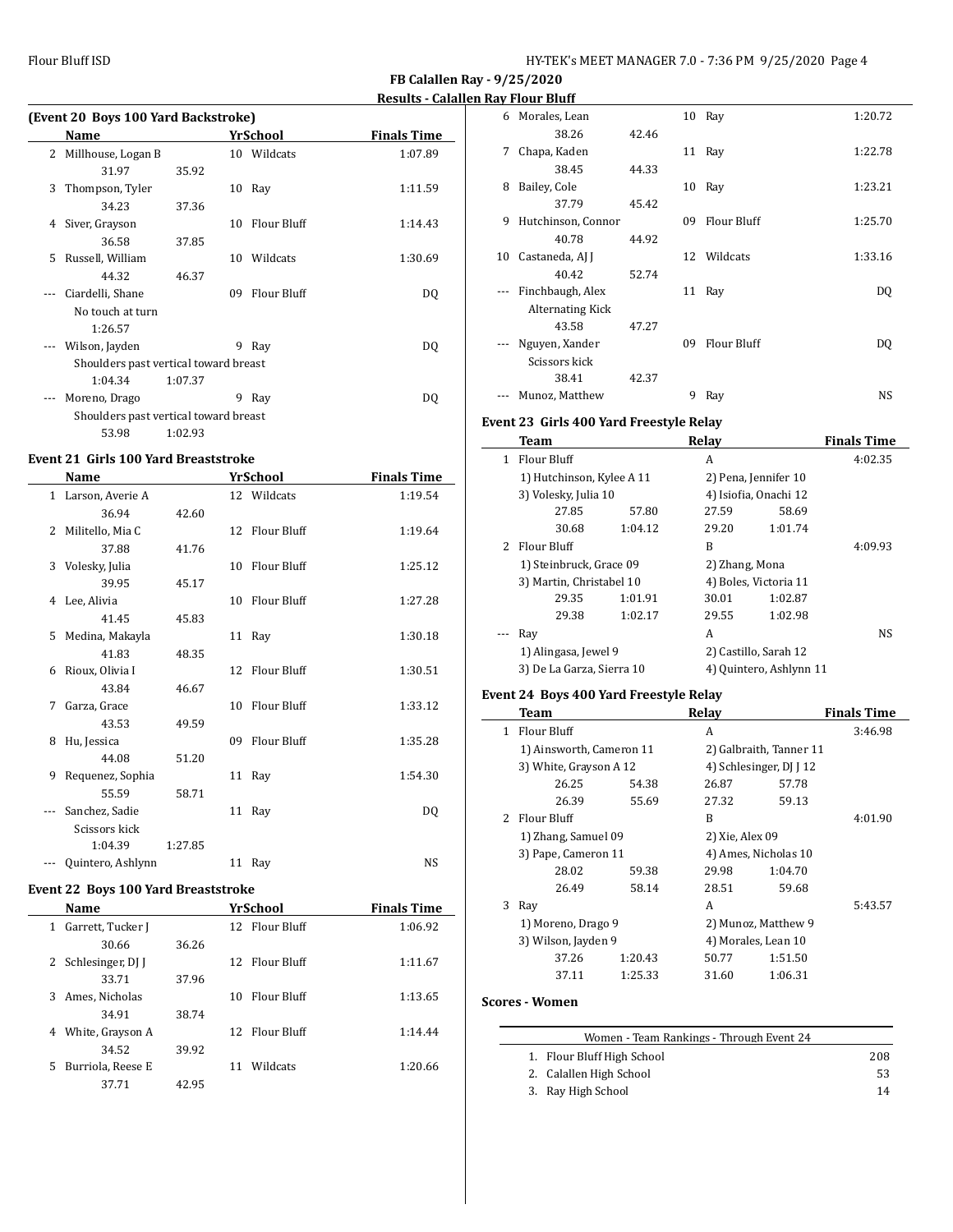**FB Calallen Ray - 9/25/2020**

**Results - Calallen Ray Flour Bluff**

### (Event 20 Boys 100 Yard Backstroke)

| | Name | | Yr | School | Finals Time |
|---|---|---|---|---|---|
| 2 | Millhouse, Logan B | | 10 | Wildcats | 1:07.89 |
| | 31.97 | 35.92 | | | |
| 3 | Thompson, Tyler | | 10 | Ray | 1:11.59 |
| | 34.23 | 37.36 | | | |
| 4 | Siver, Grayson | | 10 | Flour Bluff | 1:14.43 |
| | 36.58 | 37.85 | | | |
| 5 | Russell, William | | 10 | Wildcats | 1:30.69 |
| | 44.32 | 46.37 | | | |
| --- | Ciardelli, Shane | | 09 | Flour Bluff | DQ |
| | No touch at turn | | | | |
| | 1:26.57 | | | | |
| --- | Wilson, Jayden | | 9 | Ray | DQ |
| | Shoulders past vertical toward breast | | | | |
| | 1:04.34 | 1:07.37 | | | |
| --- | Moreno, Drago | | 9 | Ray | DQ |
| | Shoulders past vertical toward breast | | | | |
| | 53.98 | 1:02.93 | | | |

### Event 21 Girls 100 Yard Breaststroke

| | Name | | Yr | School | Finals Time |
|---|---|---|---|---|---|
| 1 | Larson, Averie A | | 12 | Wildcats | 1:19.54 |
| | 36.94 | 42.60 | | | |
| 2 | Militello, Mia C | | 12 | Flour Bluff | 1:19.64 |
| | 37.88 | 41.76 | | | |
| 3 | Volesky, Julia | | 10 | Flour Bluff | 1:25.12 |
| | 39.95 | 45.17 | | | |
| 4 | Lee, Alivia | | 10 | Flour Bluff | 1:27.28 |
| | 41.45 | 45.83 | | | |
| 5 | Medina, Makayla | | 11 | Ray | 1:30.18 |
| | 41.83 | 48.35 | | | |
| 6 | Rioux, Olivia I | | 12 | Flour Bluff | 1:30.51 |
| | 43.84 | 46.67 | | | |
| 7 | Garza, Grace | | 10 | Flour Bluff | 1:33.12 |
| | 43.53 | 49.59 | | | |
| 8 | Hu, Jessica | | 09 | Flour Bluff | 1:35.28 |
| | 44.08 | 51.20 | | | |
| 9 | Requenez, Sophia | | 11 | Ray | 1:54.30 |
| | 55.59 | 58.71 | | | |
| --- | Sanchez, Sadie | | 11 | Ray | DQ |
| | Scissors kick | | | | |
| | 1:04.39 | 1:27.85 | | | |
| --- | Quintero, Ashlynn | | 11 | Ray | NS |

### Event 22 Boys 100 Yard Breaststroke

| | Name | | Yr | School | Finals Time |
|---|---|---|---|---|---|
| 1 | Garrett, Tucker J | | 12 | Flour Bluff | 1:06.92 |
| | 30.66 | 36.26 | | | |
| 2 | Schlesinger, DJ J | | 12 | Flour Bluff | 1:11.67 |
| | 33.71 | 37.96 | | | |
| 3 | Ames, Nicholas | | 10 | Flour Bluff | 1:13.65 |
| | 34.91 | 38.74 | | | |
| 4 | White, Grayson A | | 12 | Flour Bluff | 1:14.44 |
| | 34.52 | 39.92 | | | |
| 5 | Burriola, Reese E | | 11 | Wildcats | 1:20.66 |
| | 37.71 | 42.95 | | | |
| 6 | Morales, Lean | | 10 | Ray | 1:20.72 |
| | 38.26 | 42.46 | | | |
| 7 | Chapa, Kaden | | 11 | Ray | 1:22.78 |
| | 38.45 | 44.33 | | | |
| 8 | Bailey, Cole | | 10 | Ray | 1:23.21 |
| | 37.79 | 45.42 | | | |
| 9 | Hutchinson, Connor | | 09 | Flour Bluff | 1:25.70 |
| | 40.78 | 44.92 | | | |
| 10 | Castaneda, AJ J | | 12 | Wildcats | 1:33.16 |
| | 40.42 | 52.74 | | | |
| --- | Finchbaugh, Alex | | 11 | Ray | DQ |
| | Alternating Kick | | | | |
| | 43.58 | 47.27 | | | |
| --- | Nguyen, Xander | | 09 | Flour Bluff | DQ |
| | Scissors kick | | | | |
| | 38.41 | 42.37 | | | |
| --- | Munoz, Matthew | | 9 | Ray | NS |

### Event 23 Girls 400 Yard Freestyle Relay

| | Team | | Relay | | Finals Time |
|---|---|---|---|---|---|
| 1 | Flour Bluff | | A | | 4:02.35 |
| | 1) Hutchinson, Kylee A 11 | | 2) Pena, Jennifer 10 | | |
| | 3) Volesky, Julia 10 | | 4) Isiofia, Onachi 12 | | |
| | 27.85 | 57.80 | 27.59 | 58.69 | |
| | 30.68 | 1:04.12 | 29.20 | 1:01.74 | |
| 2 | Flour Bluff | | B | | 4:09.93 |
| | 1) Steinbruck, Grace 09 | | 2) Zhang, Mona | | |
| | 3) Martin, Christabel 10 | | 4) Boles, Victoria 11 | | |
| | 29.35 | 1:01.91 | 30.01 | 1:02.87 | |
| | 29.38 | 1:02.17 | 29.55 | 1:02.98 | |
| --- | Ray | | A | | NS |
| | 1) Alingasa, Jewel 9 | | 2) Castillo, Sarah 12 | | |
| | 3) De La Garza, Sierra 10 | | 4) Quintero, Ashlynn 11 | | |

### Event 24 Boys 400 Yard Freestyle Relay

| | Team | | Relay | | Finals Time |
|---|---|---|---|---|---|
| 1 | Flour Bluff | | A | | 3:46.98 |
| | 1) Ainsworth, Cameron 11 | | 2) Galbraith, Tanner 11 | | |
| | 3) White, Grayson A 12 | | 4) Schlesinger, DJ J 12 | | |
| | 26.25 | 54.38 | 26.87 | 57.78 | |
| | 26.39 | 55.69 | 27.32 | 59.13 | |
| 2 | Flour Bluff | | B | | 4:01.90 |
| | 1) Zhang, Samuel 09 | | 2) Xie, Alex 09 | | |
| | 3) Pape, Cameron 11 | | 4) Ames, Nicholas 10 | | |
| | 28.02 | 59.38 | 29.98 | 1:04.70 | |
| | 26.49 | 58.14 | 28.51 | 59.68 | |
| 3 | Ray | | A | | 5:43.57 |
| | 1) Moreno, Drago 9 | | 2) Munoz, Matthew 9 | | |
| | 3) Wilson, Jayden 9 | | 4) Morales, Lean 10 | | |
| | 37.26 | 1:20.43 | 50.77 | 1:51.50 | |
| | 37.11 | 1:25.33 | 31.60 | 1:06.31 | |

### Scores - Women

| Women - Team Rankings - Through Event 24 | |
|---|---|
| 1. Flour Bluff High School | 208 |
| 2. Calallen High School | 53 |
| 3. Ray High School | 14 |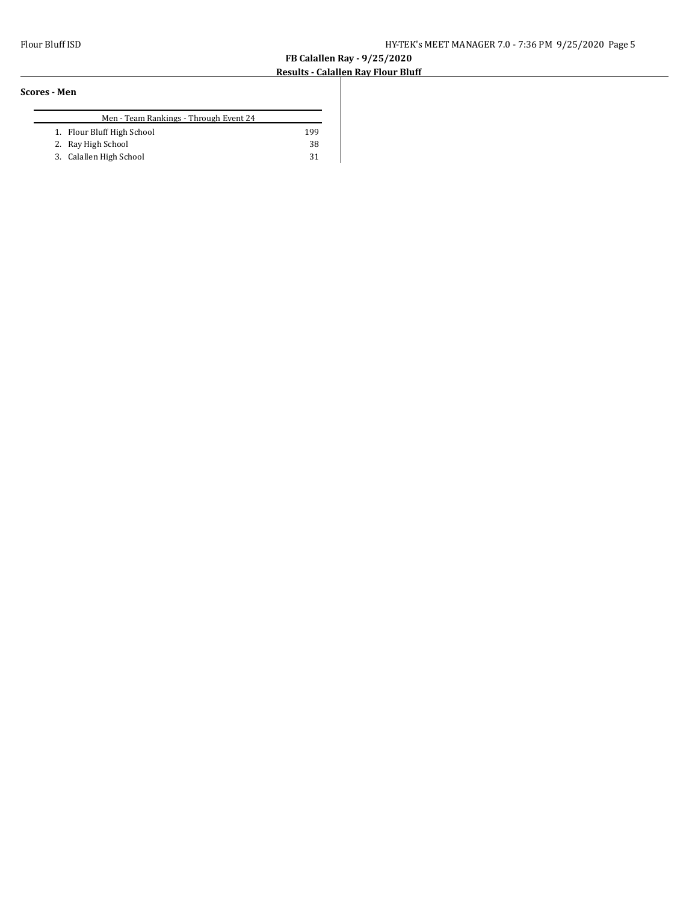**FB Calallen Ray - 9/25/2020**

**Results - Calallen Ray Flour Bluff**

**Scores - Men**

| Men - Team Rankings - Through Event 24 | | |
|---|---|---|
| 1. | Flour Bluff High School | 199 |
| 2. | Ray High School | 38 |
| 3. | Calallen High School | 31 |